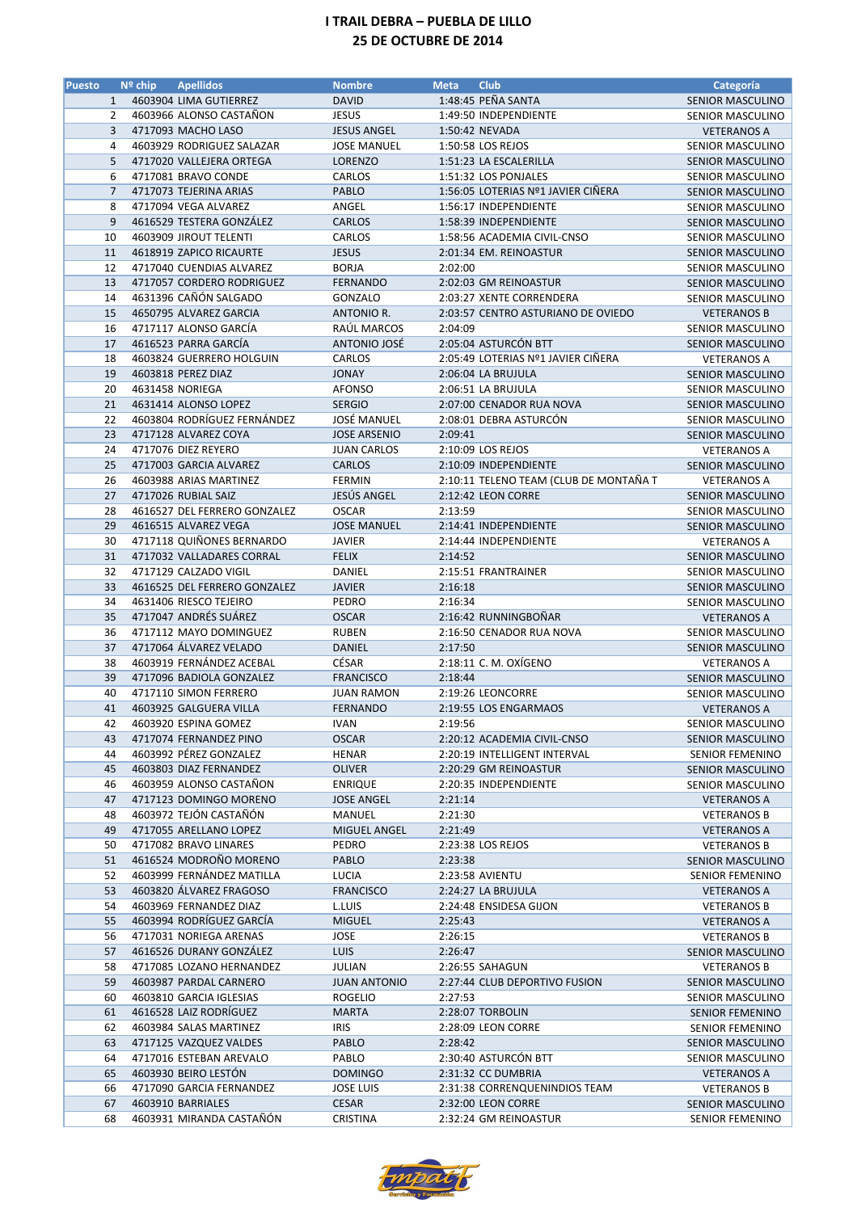# I TRAIL DEBRA – PUEBLA DE LILLO

## 25 DE OCTUBRE DE 2014

| Puesto | Nº chip | Apellidos | Nombre | Meta | Club | Categoría |
|---|---|---|---|---|---|---|
| 1 | 4603904 | LIMA GUTIERREZ | DAVID | 1:48:45 | PEÑA SANTA | SENIOR MASCULINO |
| 2 | 4603966 | ALONSO CASTAÑON | JESUS | 1:49:50 | INDEPENDIENTE | SENIOR MASCULINO |
| 3 | 4717093 | MACHO LASO | JESUS ANGEL | 1:50:42 | NEVADA | VETERANOS A |
| 4 | 4603929 | RODRIGUEZ SALAZAR | JOSE MANUEL | 1:50:58 | LOS REJOS | SENIOR MASCULINO |
| 5 | 4717020 | VALLEJERA ORTEGA | LORENZO | 1:51:23 | LA ESCALERILLA | SENIOR MASCULINO |
| 6 | 4717081 | BRAVO CONDE | CARLOS | 1:51:32 | LOS PONJALES | SENIOR MASCULINO |
| 7 | 4717073 | TEJERINA ARIAS | PABLO | 1:56:05 | LOTERIAS Nº1 JAVIER CIÑERA | SENIOR MASCULINO |
| 8 | 4717094 | VEGA ALVAREZ | ANGEL | 1:56:17 | INDEPENDIENTE | SENIOR MASCULINO |
| 9 | 4616529 | TESTERA GONZÁLEZ | CARLOS | 1:58:39 | INDEPENDIENTE | SENIOR MASCULINO |
| 10 | 4603909 | JIROUT TELENTI | CARLOS | 1:58:56 | ACADEMIA CIVIL-CNSO | SENIOR MASCULINO |
| 11 | 4618919 | ZAPICO RICAURTE | JESUS | 2:01:34 | EM. REINOASTUR | SENIOR MASCULINO |
| 12 | 4717040 | CUENDIAS ALVAREZ | BORJA | 2:02:00 | | SENIOR MASCULINO |
| 13 | 4717057 | CORDERO RODRIGUEZ | FERNANDO | 2:02:03 | GM REINOASTUR | SENIOR MASCULINO |
| 14 | 4631396 | CAÑÓN SALGADO | GONZALO | 2:03:27 | XENTE CORRENDERA | SENIOR MASCULINO |
| 15 | 4650795 | ALVAREZ GARCIA | ANTONIO R. | 2:03:57 | CENTRO ASTURIANO DE OVIEDO | VETERANOS B |
| 16 | 4717117 | ALONSO GARCÍA | RAÚL MARCOS | 2:04:09 | | SENIOR MASCULINO |
| 17 | 4616523 | PARRA GARCÍA | ANTONIO JOSÉ | 2:05:04 | ASTURCÓN BTT | SENIOR MASCULINO |
| 18 | 4603824 | GUERRERO HOLGUIN | CARLOS | 2:05:49 | LOTERIAS Nº1 JAVIER CIÑERA | VETERANOS A |
| 19 | 4603818 | PEREZ DIAZ | JONAY | 2:06:04 | LA BRUJULA | SENIOR MASCULINO |
| 20 | 4631458 | NORIEGA | AFONSO | 2:06:51 | LA BRUJULA | SENIOR MASCULINO |
| 21 | 4631414 | ALONSO LOPEZ | SERGIO | 2:07:00 | CENADOR RUA NOVA | SENIOR MASCULINO |
| 22 | 4603804 | RODRÍGUEZ FERNÁNDEZ | JOSÉ MANUEL | 2:08:01 | DEBRA ASTURCÓN | SENIOR MASCULINO |
| 23 | 4717128 | ALVAREZ COYA | JOSE ARSENIO | 2:09:41 | | SENIOR MASCULINO |
| 24 | 4717076 | DIEZ REYERO | JUAN CARLOS | 2:10:09 | LOS REJOS | VETERANOS A |
| 25 | 4717003 | GARCIA ALVAREZ | CARLOS | 2:10:09 | INDEPENDIENTE | SENIOR MASCULINO |
| 26 | 4603988 | ARIAS MARTINEZ | FERMIN | 2:10:11 | TELENO TEAM (CLUB DE MONTAÑA T | VETERANOS A |
| 27 | 4717026 | RUBIAL SAIZ | JESÚS ANGEL | 2:12:42 | LEON CORRE | SENIOR MASCULINO |
| 28 | 4616527 | DEL FERRERO GONZALEZ | OSCAR | 2:13:59 | | SENIOR MASCULINO |
| 29 | 4616515 | ALVAREZ VEGA | JOSE MANUEL | 2:14:41 | INDEPENDIENTE | SENIOR MASCULINO |
| 30 | 4717118 | QUIÑONES BERNARDO | JAVIER | 2:14:44 | INDEPENDIENTE | VETERANOS A |
| 31 | 4717032 | VALLADARES CORRAL | FELIX | 2:14:52 | | SENIOR MASCULINO |
| 32 | 4717129 | CALZADO VIGIL | DANIEL | 2:15:51 | FRANTRAINER | SENIOR MASCULINO |
| 33 | 4616525 | DEL FERRERO GONZALEZ | JAVIER | 2:16:18 | | SENIOR MASCULINO |
| 34 | 4631406 | RIESCO TEJEIRO | PEDRO | 2:16:34 | | SENIOR MASCULINO |
| 35 | 4717047 | ANDRÉS SUÁREZ | OSCAR | 2:16:42 | RUNNINGBOÑAR | VETERANOS A |
| 36 | 4717112 | MAYO DOMINGUEZ | RUBEN | 2:16:50 | CENADOR RUA NOVA | SENIOR MASCULINO |
| 37 | 4717064 | ÁLVAREZ VELADO | DANIEL | 2:17:50 | | SENIOR MASCULINO |
| 38 | 4603919 | FERNÁNDEZ ACEBAL | CÉSAR | 2:18:11 | C. M. OXÍGENO | VETERANOS A |
| 39 | 4717096 | BADIOLA GONZALEZ | FRANCISCO | 2:18:44 | | SENIOR MASCULINO |
| 40 | 4717110 | SIMON FERRERO | JUAN RAMON | 2:19:26 | LEONCORRE | SENIOR MASCULINO |
| 41 | 4603925 | GALGUERA VILLA | FERNANDO | 2:19:55 | LOS ENGARMAOS | VETERANOS A |
| 42 | 4603920 | ESPINA GOMEZ | IVAN | 2:19:56 | | SENIOR MASCULINO |
| 43 | 4717074 | FERNANDEZ PINO | OSCAR | 2:20:12 | ACADEMIA CIVIL-CNSO | SENIOR MASCULINO |
| 44 | 4603992 | PÉREZ GONZALEZ | HENAR | 2:20:19 | INTELLIGENT INTERVAL | SENIOR FEMENINO |
| 45 | 4603803 | DIAZ FERNANDEZ | OLIVER | 2:20:29 | GM REINOASTUR | SENIOR MASCULINO |
| 46 | 4603959 | ALONSO CASTAÑON | ENRIQUE | 2:20:35 | INDEPENDIENTE | SENIOR MASCULINO |
| 47 | 4717123 | DOMINGO MORENO | JOSE ANGEL | 2:21:14 | | VETERANOS A |
| 48 | 4603972 | TEJÓN CASTAÑÓN | MANUEL | 2:21:30 | | VETERANOS B |
| 49 | 4717055 | ARELLANO LOPEZ | MIGUEL ANGEL | 2:21:49 | | VETERANOS A |
| 50 | 4717082 | BRAVO LINARES | PEDRO | 2:23:38 | LOS REJOS | VETERANOS B |
| 51 | 4616524 | MODROÑO MORENO | PABLO | 2:23:38 | | SENIOR MASCULINO |
| 52 | 4603999 | FERNÁNDEZ MATILLA | LUCIA | 2:23:58 | AVIENTU | SENIOR FEMENINO |
| 53 | 4603820 | ÁLVAREZ FRAGOSO | FRANCISCO | 2:24:27 | LA BRUJULA | VETERANOS A |
| 54 | 4603969 | FERNANDEZ DIAZ | L.LUIS | 2:24:48 | ENSIDESA GIJON | VETERANOS B |
| 55 | 4603994 | RODRÍGUEZ GARCÍA | MIGUEL | 2:25:43 | | VETERANOS A |
| 56 | 4717031 | NORIEGA ARENAS | JOSE | 2:26:15 | | VETERANOS B |
| 57 | 4616526 | DURANY GONZÁLEZ | LUIS | 2:26:47 | | SENIOR MASCULINO |
| 58 | 4717085 | LOZANO HERNANDEZ | JULIAN | 2:26:55 | SAHAGUN | VETERANOS B |
| 59 | 4603987 | PARDAL CARNERO | JUAN ANTONIO | 2:27:44 | CLUB DEPORTIVO FUSION | SENIOR MASCULINO |
| 60 | 4603810 | GARCIA IGLESIAS | ROGELIO | 2:27:53 | | SENIOR MASCULINO |
| 61 | 4616528 | LAIZ RODRÍGUEZ | MARTA | 2:28:07 | TORBOLIN | SENIOR FEMENINO |
| 62 | 4603984 | SALAS MARTINEZ | IRIS | 2:28:09 | LEON CORRE | SENIOR FEMENINO |
| 63 | 4717125 | VAZQUEZ VALDES | PABLO | 2:28:42 | | SENIOR MASCULINO |
| 64 | 4717016 | ESTEBAN AREVALO | PABLO | 2:30:40 | ASTURCÓN BTT | SENIOR MASCULINO |
| 65 | 4603930 | BEIRO LESTÓN | DOMINGO | 2:31:32 | CC DUMBRIA | VETERANOS A |
| 66 | 4717090 | GARCIA FERNANDEZ | JOSE LUIS | 2:31:38 | CORRENQUENINDIOS TEAM | VETERANOS B |
| 67 | 4603910 | BARRIALES | CESAR | 2:32:00 | LEON CORRE | SENIOR MASCULINO |
| 68 | 4603931 | MIRANDA CASTAÑÓN | CRISTINA | 2:32:24 | GM REINOASTUR | SENIOR FEMENINO |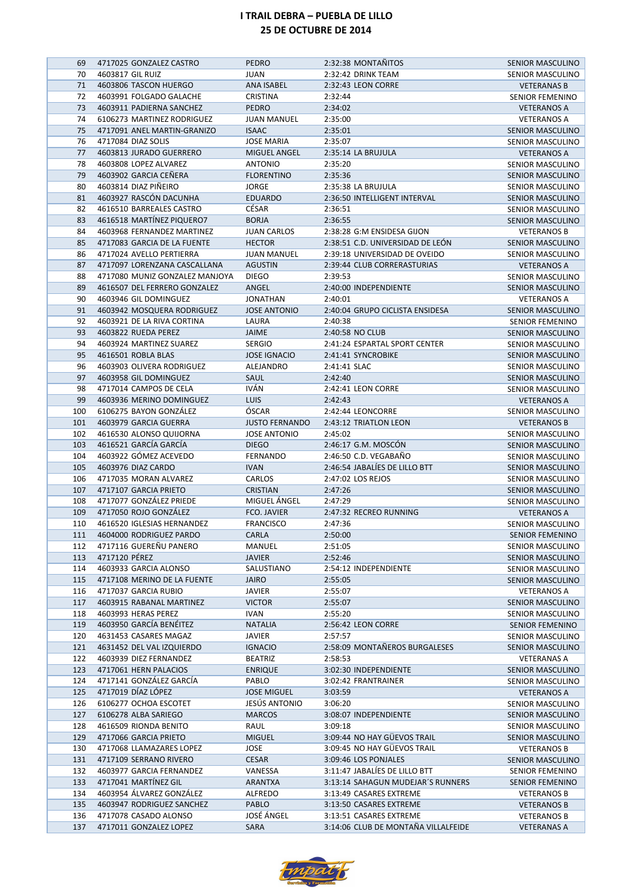# I TRAIL DEBRA – PUEBLA DE LILLO
## 25 DE OCTUBRE DE 2014

| | | | | |
|---|---|---|---|---|
| 69 | 4717025 GONZALEZ CASTRO | PEDRO | 2:32:38 MONTAÑITOS | SENIOR MASCULINO |
| 70 | 4603817 GIL RUIZ | JUAN | 2:32:42 DRINK TEAM | SENIOR MASCULINO |
| 71 | 4603806 TASCON HUERGO | ANA ISABEL | 2:32:43 LEON CORRE | VETERANAS B |
| 72 | 4603991 FOLGADO GALACHE | CRISTINA | 2:32:44 | SENIOR FEMENINO |
| 73 | 4603911 PADIERNA SANCHEZ | PEDRO | 2:34:02 | VETERANOS A |
| 74 | 6106273 MARTINEZ RODRIGUEZ | JUAN MANUEL | 2:35:00 | VETERANOS A |
| 75 | 4717091 ANEL MARTIN-GRANIZO | ISAAC | 2:35:01 | SENIOR MASCULINO |
| 76 | 4717084 DIAZ SOLIS | JOSE MARIA | 2:35:07 | SENIOR MASCULINO |
| 77 | 4603813 JURADO GUERRERO | MIGUEL ANGEL | 2:35:14 LA BRUJULA | VETERANOS A |
| 78 | 4603808 LOPEZ ALVAREZ | ANTONIO | 2:35:20 | SENIOR MASCULINO |
| 79 | 4603902 GARCIA CEÑERA | FLORENTINO | 2:35:36 | SENIOR MASCULINO |
| 80 | 4603814 DIAZ PIÑEIRO | JORGE | 2:35:38 LA BRUJULA | SENIOR MASCULINO |
| 81 | 4603927 RASCÓN DACUNHA | EDUARDO | 2:36:50 INTELLIGENT INTERVAL | SENIOR MASCULINO |
| 82 | 4616510 BARREALES CASTRO | CÉSAR | 2:36:51 | SENIOR MASCULINO |
| 83 | 4616518 MARTÍNEZ PIQUERO7 | BORJA | 2:36:55 | SENIOR MASCULINO |
| 84 | 4603968 FERNANDEZ MARTINEZ | JUAN CARLOS | 2:38:28 G:M ENSIDESA GIJON | VETERANOS B |
| 85 | 4717083 GARCIA DE LA FUENTE | HECTOR | 2:38:51 C.D. UNIVERSIDAD DE LEÓN | SENIOR MASCULINO |
| 86 | 4717024 AVELLO PERTIERRA | JUAN MANUEL | 2:39:18 UNIVERSIDAD DE OVEIDO | SENIOR MASCULINO |
| 87 | 4717097 LORENZANA CASCALLANA | AGUSTIN | 2:39:44 CLUB CORRERASTURIAS | VETERANOS A |
| 88 | 4717080 MUNIZ GONZALEZ MANJOYA | DIEGO | 2:39:53 | SENIOR MASCULINO |
| 89 | 4616507 DEL FERRERO GONZALEZ | ANGEL | 2:40:00 INDEPENDIENTE | SENIOR MASCULINO |
| 90 | 4603946 GIL DOMINGUEZ | JONATHAN | 2:40:01 | VETERANOS A |
| 91 | 4603942 MOSQUERA RODRIGUEZ | JOSE ANTONIO | 2:40:04 GRUPO CICLISTA ENSIDESA | SENIOR MASCULINO |
| 92 | 4603921 DE LA RIVA CORTINA | LAURA | 2:40:38 | SENIOR FEMENINO |
| 93 | 4603822 RUEDA PEREZ | JAIME | 2:40:58 NO CLUB | SENIOR MASCULINO |
| 94 | 4603924 MARTINEZ SUAREZ | SERGIO | 2:41:24 ESPARTAL SPORT CENTER | SENIOR MASCULINO |
| 95 | 4616501 ROBLA BLAS | JOSE IGNACIO | 2:41:41 SYNCROBIKE | SENIOR MASCULINO |
| 96 | 4603903 OLIVERA RODRIGUEZ | ALEJANDRO | 2:41:41 SLAC | SENIOR MASCULINO |
| 97 | 4603958 GIL DOMINGUEZ | SAUL | 2:42:40 | SENIOR MASCULINO |
| 98 | 4717014 CAMPOS DE CELA | IVÁN | 2:42:41 LEON CORRE | SENIOR MASCULINO |
| 99 | 4603936 MERINO DOMINGUEZ | LUIS | 2:42:43 | VETERANOS A |
| 100 | 6106275 BAYON GONZÁLEZ | ÓSCAR | 2:42:44 LEONCORRE | SENIOR MASCULINO |
| 101 | 4603979 GARCIA GUERRA | JUSTO FERNANDO | 2:43:12 TRIATLON LEON | VETERANOS B |
| 102 | 4616530 ALONSO QUIJORNA | JOSE ANTONIO | 2:45:02 | SENIOR MASCULINO |
| 103 | 4616521 GARCÍA GARCÍA | DIEGO | 2:46:17 G.M. MOSCÓN | SENIOR MASCULINO |
| 104 | 4603922 GÓMEZ ACEVEDO | FERNANDO | 2:46:50 C.D. VEGABAÑO | SENIOR MASCULINO |
| 105 | 4603976 DIAZ CARDO | IVAN | 2:46:54 JABALÍES DE LILLO BTT | SENIOR MASCULINO |
| 106 | 4717035 MORAN ALVAREZ | CARLOS | 2:47:02 LOS REJOS | SENIOR MASCULINO |
| 107 | 4717107 GARCIA PRIETO | CRISTIAN | 2:47:26 | SENIOR MASCULINO |
| 108 | 4717077 GONZÁLEZ PRIEDE | MIGUEL ÁNGEL | 2:47:29 | SENIOR MASCULINO |
| 109 | 4717050 ROJO GONZÁLEZ | FCO. JAVIER | 2:47:32 RECREO RUNNING | VETERANOS A |
| 110 | 4616520 IGLESIAS HERNANDEZ | FRANCISCO | 2:47:36 | SENIOR MASCULINO |
| 111 | 4604000 RODRIGUEZ PARDO | CARLA | 2:50:00 | SENIOR FEMENINO |
| 112 | 4717116 GUEREÑU PANERO | MANUEL | 2:51:05 | SENIOR MASCULINO |
| 113 | 4717120 PÉREZ | JAVIER | 2:52:46 | SENIOR MASCULINO |
| 114 | 4603933 GARCIA ALONSO | SALUSTIANO | 2:54:12 INDEPENDIENTE | SENIOR MASCULINO |
| 115 | 4717108 MERINO DE LA FUENTE | JAIRO | 2:55:05 | SENIOR MASCULINO |
| 116 | 4717037 GARCIA RUBIO | JAVIER | 2:55:07 | VETERANOS A |
| 117 | 4603915 RABANAL MARTINEZ | VICTOR | 2:55:07 | SENIOR MASCULINO |
| 118 | 4603993 HERAS PEREZ | IVAN | 2:55:20 | SENIOR MASCULINO |
| 119 | 4603950 GARCÍA BENÉITEZ | NATALIA | 2:56:42 LEON CORRE | SENIOR FEMENINO |
| 120 | 4631453 CASARES MAGAZ | JAVIER | 2:57:57 | SENIOR MASCULINO |
| 121 | 4631452 DEL VAL IZQUIERDO | IGNACIO | 2:58:09 MONTAÑEROS BURGALESES | SENIOR MASCULINO |
| 122 | 4603939 DIEZ FERNANDEZ | BEATRIZ | 2:58:53 | VETERANAS A |
| 123 | 4717061 HERN PALACIOS | ENRIQUE | 3:02:30 INDEPENDIENTE | SENIOR MASCULINO |
| 124 | 4717141 GONZÁLEZ GARCÍA | PABLO | 3:02:42 FRANTRAINER | SENIOR MASCULINO |
| 125 | 4717019 DÍAZ LÓPEZ | JOSE MIGUEL | 3:03:59 | VETERANOS A |
| 126 | 6106277 OCHOA ESCOTET | JESÚS ANTONIO | 3:06:20 | SENIOR MASCULINO |
| 127 | 6106278 ALBA SARIEGO | MARCOS | 3:08:07 INDEPENDIENTE | SENIOR MASCULINO |
| 128 | 4616509 RIONDA BENITO | RAUL | 3:09:18 | SENIOR MASCULINO |
| 129 | 4717066 GARCIA PRIETO | MIGUEL | 3:09:44 NO HAY GÜEVOS TRAIL | SENIOR MASCULINO |
| 130 | 4717068 LLAMAZARES LOPEZ | JOSE | 3:09:45 NO HAY GÜEVOS TRAIL | VETERANOS B |
| 131 | 4717109 SERRANO RIVERO | CESAR | 3:09:46 LOS PONJALES | SENIOR MASCULINO |
| 132 | 4603977 GARCIA FERNANDEZ | VANESSA | 3:11:47 JABALÍES DE LILLO BTT | SENIOR FEMENINO |
| 133 | 4717041 MARTÍNEZ GIL | ARANTXA | 3:13:14 SAHAGUN MUDEJAR´S RUNNERS | SENIOR FEMENINO |
| 134 | 4603954 ÁLVAREZ GONZÁLEZ | ALFREDO | 3:13:49 CASARES EXTREME | VETERANOS B |
| 135 | 4603947 RODRIGUEZ SANCHEZ | PABLO | 3:13:50 CASARES EXTREME | VETERANOS B |
| 136 | 4717078 CASADO ALONSO | JOSÉ ÁNGEL | 3:13:51 CASARES EXTREME | VETERANOS B |
| 137 | 4717011 GONZALEZ LOPEZ | SARA | 3:14:06 CLUB DE MONTAÑA VILLALFEIDE | VETERANAS A |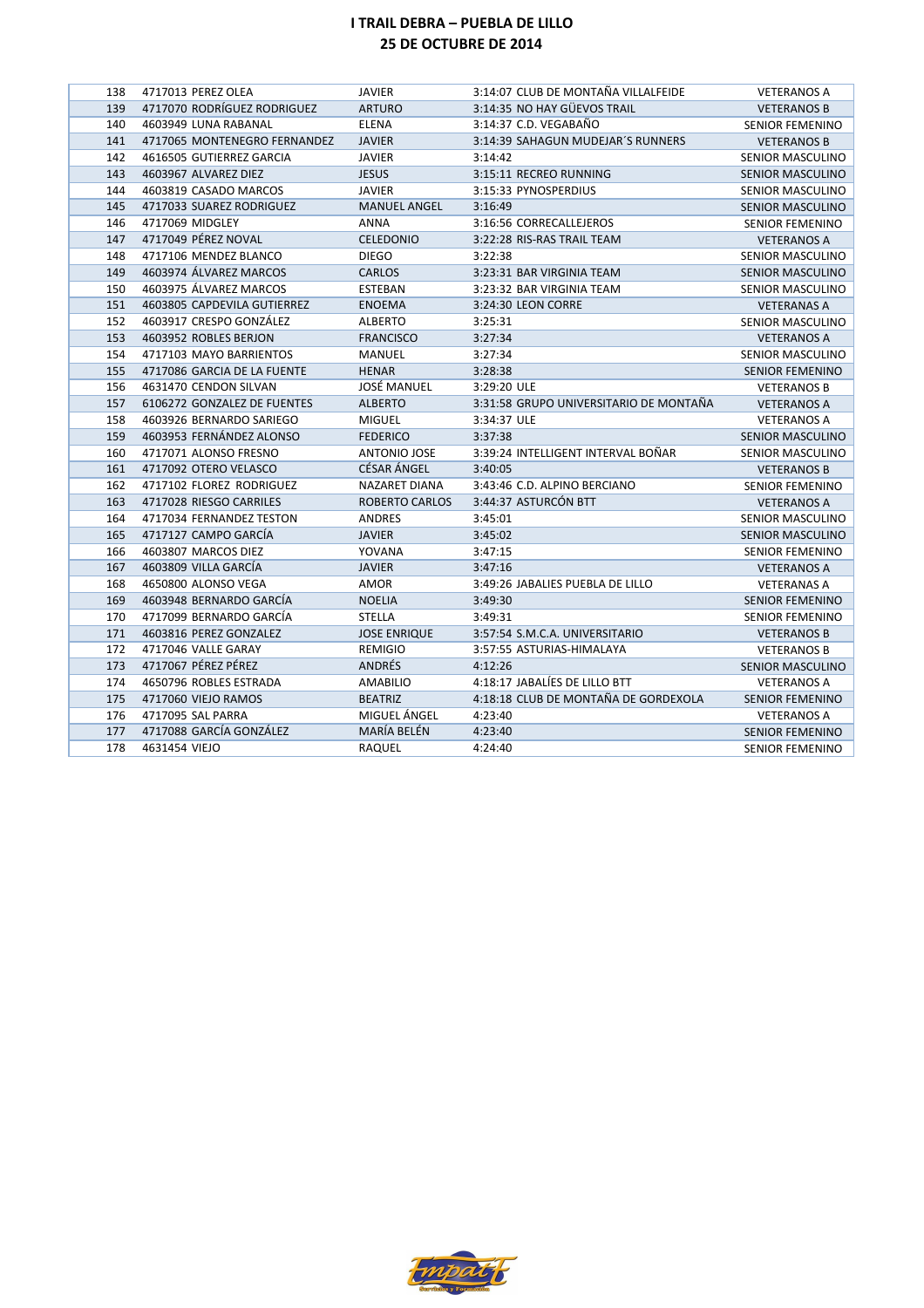# I TRAIL DEBRA – PUEBLA DE LILLO
## 25 DE OCTUBRE DE 2014

| | | | | | | |
|---|---|---|---|---|---|---|
| 138 | 4717013 | PEREZ OLEA | JAVIER | 3:14:07 | CLUB DE MONTAÑA VILLALFEIDE | VETERANOS A |
| 139 | 4717070 | RODRÍGUEZ RODRIGUEZ | ARTURO | 3:14:35 | NO HAY GÜEVOS TRAIL | VETERANOS B |
| 140 | 4603949 | LUNA RABANAL | ELENA | 3:14:37 | C.D. VEGABAÑO | SENIOR FEMENINO |
| 141 | 4717065 | MONTENEGRO FERNANDEZ | JAVIER | 3:14:39 | SAHAGUN MUDEJAR´S RUNNERS | VETERANOS B |
| 142 | 4616505 | GUTIERREZ GARCIA | JAVIER | 3:14:42 | | SENIOR MASCULINO |
| 143 | 4603967 | ALVAREZ DIEZ | JESUS | 3:15:11 | RECREO RUNNING | SENIOR MASCULINO |
| 144 | 4603819 | CASADO MARCOS | JAVIER | 3:15:33 | PYNOSPERDIUS | SENIOR MASCULINO |
| 145 | 4717033 | SUAREZ RODRIGUEZ | MANUEL ANGEL | 3:16:49 | | SENIOR MASCULINO |
| 146 | 4717069 | MIDGLEY | ANNA | 3:16:56 | CORRECALLEJEROS | SENIOR FEMENINO |
| 147 | 4717049 | PÉREZ NOVAL | CELEDONIO | 3:22:28 | RIS-RAS TRAIL TEAM | VETERANOS A |
| 148 | 4717106 | MENDEZ BLANCO | DIEGO | 3:22:38 | | SENIOR MASCULINO |
| 149 | 4603974 | ÁLVAREZ MARCOS | CARLOS | 3:23:31 | BAR VIRGINIA TEAM | SENIOR MASCULINO |
| 150 | 4603975 | ÁLVAREZ MARCOS | ESTEBAN | 3:23:32 | BAR VIRGINIA TEAM | SENIOR MASCULINO |
| 151 | 4603805 | CAPDEVILA GUTIERREZ | ENOEMA | 3:24:30 | LEON CORRE | VETERANAS A |
| 152 | 4603917 | CRESPO GONZÁLEZ | ALBERTO | 3:25:31 | | SENIOR MASCULINO |
| 153 | 4603952 | ROBLES BERJON | FRANCISCO | 3:27:34 | | VETERANOS A |
| 154 | 4717103 | MAYO BARRIENTOS | MANUEL | 3:27:34 | | SENIOR MASCULINO |
| 155 | 4717086 | GARCIA DE LA FUENTE | HENAR | 3:28:38 | | SENIOR FEMENINO |
| 156 | 4631470 | CENDON SILVAN | JOSÉ MANUEL | 3:29:20 | ULE | VETERANOS B |
| 157 | 6106272 | GONZALEZ DE FUENTES | ALBERTO | 3:31:58 | GRUPO UNIVERSITARIO DE MONTAÑA | VETERANOS A |
| 158 | 4603926 | BERNARDO SARIEGO | MIGUEL | 3:34:37 | ULE | VETERANOS A |
| 159 | 4603953 | FERNÁNDEZ ALONSO | FEDERICO | 3:37:38 | | SENIOR MASCULINO |
| 160 | 4717071 | ALONSO FRESNO | ANTONIO JOSE | 3:39:24 | INTELLIGENT INTERVAL BOÑAR | SENIOR MASCULINO |
| 161 | 4717092 | OTERO VELASCO | CÉSAR ÁNGEL | 3:40:05 | | VETERANOS B |
| 162 | 4717102 | FLOREZ RODRIGUEZ | NAZARET DIANA | 3:43:46 | C.D. ALPINO BERCIANO | SENIOR FEMENINO |
| 163 | 4717028 | RIESGO CARRILES | ROBERTO CARLOS | 3:44:37 | ASTURCÓN BTT | VETERANOS A |
| 164 | 4717034 | FERNANDEZ TESTON | ANDRES | 3:45:01 | | SENIOR MASCULINO |
| 165 | 4717127 | CAMPO GARCÍA | JAVIER | 3:45:02 | | SENIOR MASCULINO |
| 166 | 4603807 | MARCOS DIEZ | YOVANA | 3:47:15 | | SENIOR FEMENINO |
| 167 | 4603809 | VILLA GARCÍA | JAVIER | 3:47:16 | | VETERANOS A |
| 168 | 4650800 | ALONSO VEGA | AMOR | 3:49:26 | JABALIES PUEBLA DE LILLO | VETERANAS A |
| 169 | 4603948 | BERNARDO GARCÍA | NOELIA | 3:49:30 | | SENIOR FEMENINO |
| 170 | 4717099 | BERNARDO GARCÍA | STELLA | 3:49:31 | | SENIOR FEMENINO |
| 171 | 4603816 | PEREZ GONZALEZ | JOSE ENRIQUE | 3:57:54 | S.M.C.A. UNIVERSITARIO | VETERANOS B |
| 172 | 4717046 | VALLE GARAY | REMIGIO | 3:57:55 | ASTURIAS-HIMALAYA | VETERANOS B |
| 173 | 4717067 | PÉREZ PÉREZ | ANDRÉS | 4:12:26 | | SENIOR MASCULINO |
| 174 | 4650796 | ROBLES ESTRADA | AMABILIO | 4:18:17 | JABALÍES DE LILLO BTT | VETERANOS A |
| 175 | 4717060 | VIEJO RAMOS | BEATRIZ | 4:18:18 | CLUB DE MONTAÑA DE GORDEXOLA | SENIOR FEMENINO |
| 176 | 4717095 | SAL PARRA | MIGUEL ÁNGEL | 4:23:40 | | VETERANOS A |
| 177 | 4717088 | GARCÍA GONZÁLEZ | MARÍA BELÉN | 4:23:40 | | SENIOR FEMENINO |
| 178 | 4631454 | VIEJO | RAQUEL | 4:24:40 | | SENIOR FEMENINO |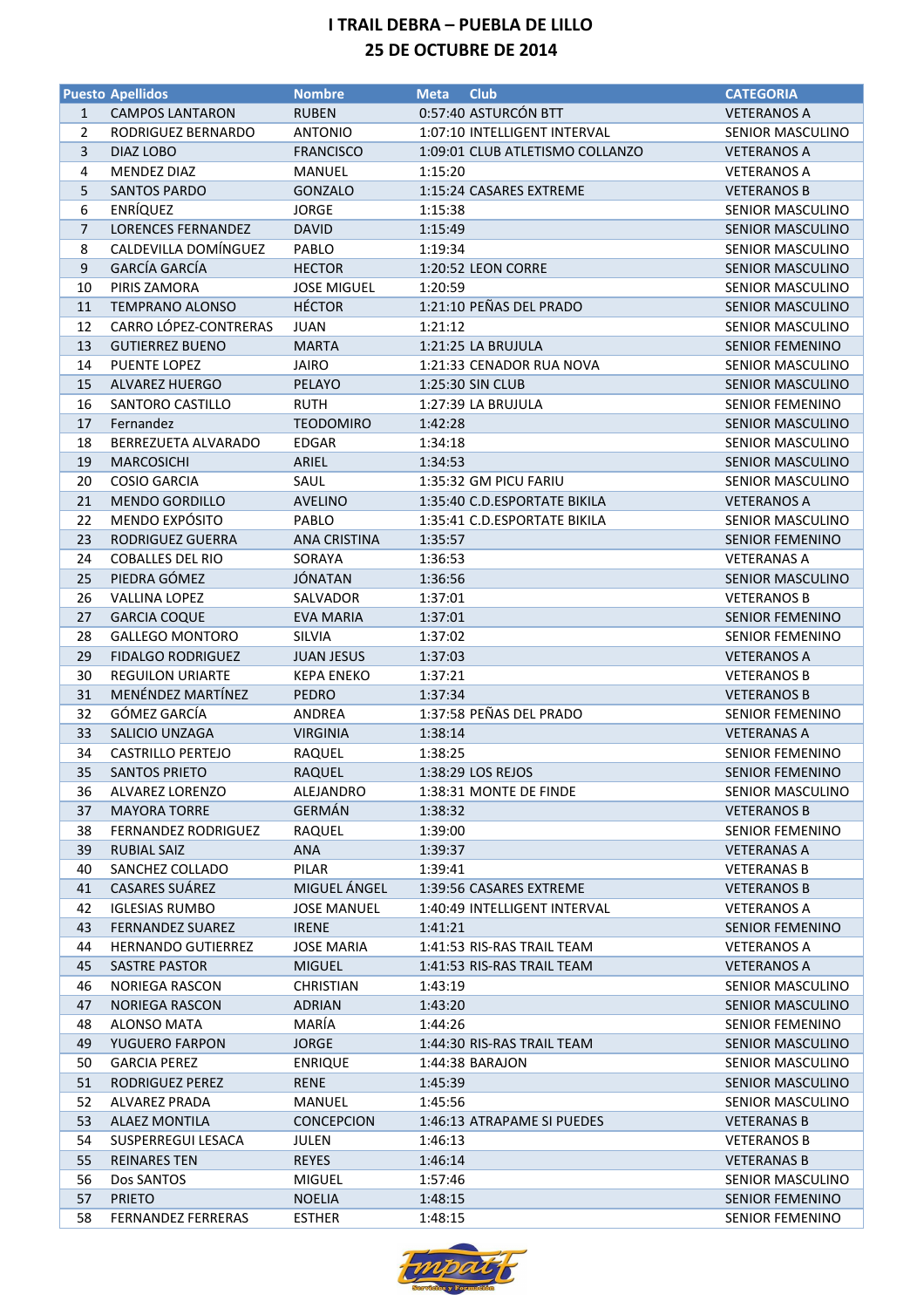# I TRAIL DEBRA – PUEBLA DE LILLO

## 25 DE OCTUBRE DE 2014

| Puesto | Apellidos | Nombre | Meta | Club | CATEGORIA |
|---|---|---|---|---|---|
| 1 | CAMPOS LANTARON | RUBEN | 0:57:40 | ASTURCÓN BTT | VETERANOS A |
| 2 | RODRIGUEZ BERNARDO | ANTONIO | 1:07:10 | INTELLIGENT INTERVAL | SENIOR MASCULINO |
| 3 | DIAZ LOBO | FRANCISCO | 1:09:01 | CLUB ATLETISMO COLLANZO | VETERANOS A |
| 4 | MENDEZ DIAZ | MANUEL | 1:15:20 | | VETERANOS A |
| 5 | SANTOS PARDO | GONZALO | 1:15:24 | CASARES EXTREME | VETERANOS B |
| 6 | ENRÍQUEZ | JORGE | 1:15:38 | | SENIOR MASCULINO |
| 7 | LORENCES FERNANDEZ | DAVID | 1:15:49 | | SENIOR MASCULINO |
| 8 | CALDEVILLA DOMÍNGUEZ | PABLO | 1:19:34 | | SENIOR MASCULINO |
| 9 | GARCÍA GARCÍA | HECTOR | 1:20:52 | LEON CORRE | SENIOR MASCULINO |
| 10 | PIRIS ZAMORA | JOSE MIGUEL | 1:20:59 | | SENIOR MASCULINO |
| 11 | TEMPRANO ALONSO | HÉCTOR | 1:21:10 | PEÑAS DEL PRADO | SENIOR MASCULINO |
| 12 | CARRO LÓPEZ-CONTRERAS | JUAN | 1:21:12 | | SENIOR MASCULINO |
| 13 | GUTIERREZ BUENO | MARTA | 1:21:25 | LA BRUJULA | SENIOR FEMENINO |
| 14 | PUENTE LOPEZ | JAIRO | 1:21:33 | CENADOR RUA NOVA | SENIOR MASCULINO |
| 15 | ALVAREZ HUERGO | PELAYO | 1:25:30 | SIN CLUB | SENIOR MASCULINO |
| 16 | SANTORO CASTILLO | RUTH | 1:27:39 | LA BRUJULA | SENIOR FEMENINO |
| 17 | Fernandez | TEODOMIRO | 1:42:28 | | SENIOR MASCULINO |
| 18 | BERREZUETA ALVARADO | EDGAR | 1:34:18 | | SENIOR MASCULINO |
| 19 | MARCOSICHI | ARIEL | 1:34:53 | | SENIOR MASCULINO |
| 20 | COSIO GARCIA | SAUL | 1:35:32 | GM PICU FARIU | SENIOR MASCULINO |
| 21 | MENDO GORDILLO | AVELINO | 1:35:40 | C.D.ESPORTATE BIKILA | VETERANOS A |
| 22 | MENDO EXPÓSITO | PABLO | 1:35:41 | C.D.ESPORTATE BIKILA | SENIOR MASCULINO |
| 23 | RODRIGUEZ GUERRA | ANA CRISTINA | 1:35:57 | | SENIOR FEMENINO |
| 24 | COBALLES DEL RIO | SORAYA | 1:36:53 | | VETERANAS A |
| 25 | PIEDRA GÓMEZ | JÓNATAN | 1:36:56 | | SENIOR MASCULINO |
| 26 | VALLINA LOPEZ | SALVADOR | 1:37:01 | | VETERANOS B |
| 27 | GARCIA COQUE | EVA MARIA | 1:37:01 | | SENIOR FEMENINO |
| 28 | GALLEGO MONTORO | SILVIA | 1:37:02 | | SENIOR FEMENINO |
| 29 | FIDALGO RODRIGUEZ | JUAN JESUS | 1:37:03 | | VETERANOS A |
| 30 | REGUILON URIARTE | KEPA ENEKO | 1:37:21 | | VETERANOS B |
| 31 | MENÉNDEZ MARTÍNEZ | PEDRO | 1:37:34 | | VETERANOS B |
| 32 | GÓMEZ GARCÍA | ANDREA | 1:37:58 | PEÑAS DEL PRADO | SENIOR FEMENINO |
| 33 | SALICIO UNZAGA | VIRGINIA | 1:38:14 | | VETERANAS A |
| 34 | CASTRILLO PERTEJO | RAQUEL | 1:38:25 | | SENIOR FEMENINO |
| 35 | SANTOS PRIETO | RAQUEL | 1:38:29 | LOS REJOS | SENIOR FEMENINO |
| 36 | ALVAREZ LORENZO | ALEJANDRO | 1:38:31 | MONTE DE FINDE | SENIOR MASCULINO |
| 37 | MAYORA TORRE | GERMÁN | 1:38:32 | | VETERANOS B |
| 38 | FERNANDEZ RODRIGUEZ | RAQUEL | 1:39:00 | | SENIOR FEMENINO |
| 39 | RUBIAL SAIZ | ANA | 1:39:37 | | VETERANAS A |
| 40 | SANCHEZ COLLADO | PILAR | 1:39:41 | | VETERANAS B |
| 41 | CASARES SUÁREZ | MIGUEL ÁNGEL | 1:39:56 | CASARES EXTREME | VETERANOS B |
| 42 | IGLESIAS RUMBO | JOSE MANUEL | 1:40:49 | INTELLIGENT INTERVAL | VETERANOS A |
| 43 | FERNANDEZ SUAREZ | IRENE | 1:41:21 | | SENIOR FEMENINO |
| 44 | HERNANDO GUTIERREZ | JOSE MARIA | 1:41:53 | RIS-RAS TRAIL TEAM | VETERANOS A |
| 45 | SASTRE PASTOR | MIGUEL | 1:41:53 | RIS-RAS TRAIL TEAM | VETERANOS A |
| 46 | NORIEGA RASCON | CHRISTIAN | 1:43:19 | | SENIOR MASCULINO |
| 47 | NORIEGA RASCON | ADRIAN | 1:43:20 | | SENIOR MASCULINO |
| 48 | ALONSO MATA | MARÍA | 1:44:26 | | SENIOR FEMENINO |
| 49 | YUGUERO FARPON | JORGE | 1:44:30 | RIS-RAS TRAIL TEAM | SENIOR MASCULINO |
| 50 | GARCIA PEREZ | ENRIQUE | 1:44:38 | BARAJON | SENIOR MASCULINO |
| 51 | RODRIGUEZ PEREZ | RENE | 1:45:39 | | SENIOR MASCULINO |
| 52 | ALVAREZ PRADA | MANUEL | 1:45:56 | | SENIOR MASCULINO |
| 53 | ALAEZ MONTILA | CONCEPCION | 1:46:13 | ATRAPAME SI PUEDES | VETERANAS B |
| 54 | SUSPERREGUI LESACA | JULEN | 1:46:13 | | VETERANOS B |
| 55 | REINARES TEN | REYES | 1:46:14 | | VETERANAS B |
| 56 | Dos SANTOS | MIGUEL | 1:57:46 | | SENIOR MASCULINO |
| 57 | PRIETO | NOELIA | 1:48:15 | | SENIOR FEMENINO |
| 58 | FERNANDEZ FERRERAS | ESTHER | 1:48:15 | | SENIOR FEMENINO |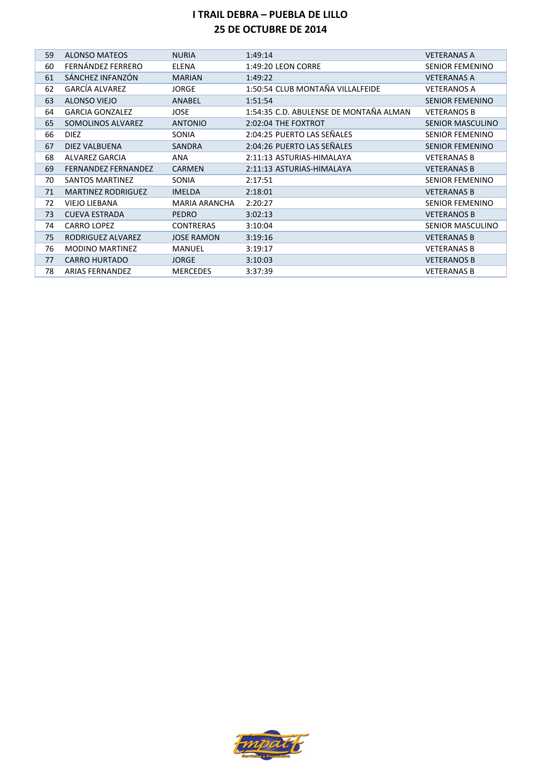# I TRAIL DEBRA – PUEBLA DE LILLO
## 25 DE OCTUBRE DE 2014

| | | | | | |
|---|---|---|---|---|---|
| 59 | ALONSO MATEOS | NURIA | 1:49:14 | | VETERANAS A |
| 60 | FERNÁNDEZ FERRERO | ELENA | 1:49:20 | LEON CORRE | SENIOR FEMENINO |
| 61 | SÁNCHEZ INFANZÓN | MARIAN | 1:49:22 | | VETERANAS A |
| 62 | GARCÍA ALVAREZ | JORGE | 1:50:54 | CLUB MONTAÑA VILLALFEIDE | VETERANOS A |
| 63 | ALONSO VIEJO | ANABEL | 1:51:54 | | SENIOR FEMENINO |
| 64 | GARCIA GONZALEZ | JOSE | 1:54:35 | C.D. ABULENSE DE MONTAÑA ALMAN | VETERANOS B |
| 65 | SOMOLINOS ALVAREZ | ANTONIO | 2:02:04 | THE FOXTROT | SENIOR MASCULINO |
| 66 | DIEZ | SONIA | 2:04:25 | PUERTO LAS SEÑALES | SENIOR FEMENINO |
| 67 | DIEZ VALBUENA | SANDRA | 2:04:26 | PUERTO LAS SEÑALES | SENIOR FEMENINO |
| 68 | ALVAREZ GARCIA | ANA | 2:11:13 | ASTURIAS-HIMALAYA | VETERANAS B |
| 69 | FERNANDEZ FERNANDEZ | CARMEN | 2:11:13 | ASTURIAS-HIMALAYA | VETERANAS B |
| 70 | SANTOS MARTINEZ | SONIA | 2:17:51 | | SENIOR FEMENINO |
| 71 | MARTINEZ RODRIGUEZ | IMELDA | 2:18:01 | | VETERANAS B |
| 72 | VIEJO LIEBANA | MARIA ARANCHA | 2:20:27 | | SENIOR FEMENINO |
| 73 | CUEVA ESTRADA | PEDRO | 3:02:13 | | VETERANOS B |
| 74 | CARRO LOPEZ | CONTRERAS | 3:10:04 | | SENIOR MASCULINO |
| 75 | RODRIGUEZ ALVAREZ | JOSE RAMON | 3:19:16 | | VETERANAS B |
| 76 | MODINO MARTINEZ | MANUEL | 3:19:17 | | VETERANAS B |
| 77 | CARRO HURTADO | JORGE | 3:10:03 | | VETERANOS B |
| 78 | ARIAS FERNANDEZ | MERCEDES | 3:37:39 | | VETERANAS B |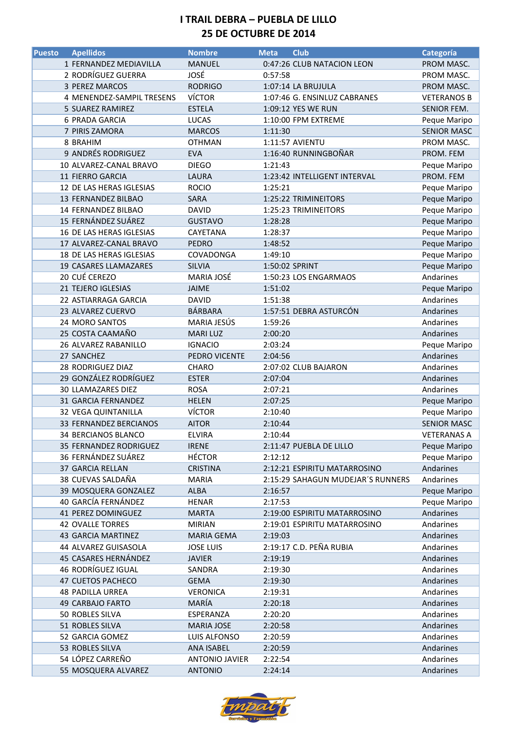# I TRAIL DEBRA – PUEBLA DE LILLO
# 25 DE OCTUBRE DE 2014

| Puesto | Apellidos | Nombre | Meta | Club | Categoría |
|---|---|---|---|---|---|
| 1 | FERNANDEZ MEDIAVILLA | MANUEL | 0:47:26 | CLUB NATACION LEON | PROM MASC. |
| 2 | RODRÍGUEZ GUERRA | JOSÉ | 0:57:58 | | PROM MASC. |
| 3 | PEREZ MARCOS | RODRIGO | 1:07:14 | LA BRUJULA | PROM MASC. |
| 4 | MENENDEZ-SAMPIL TRESENS | VÍCTOR | 1:07:46 | G. ENSINLUZ CABRANES | VETERANOS B |
| 5 | SUAREZ RAMIREZ | ESTELA | 1:09:12 | YES WE RUN | SENIOR FEM. |
| 6 | PRADA GARCIA | LUCAS | 1:10:00 | FPM EXTREME | Peque Maripo |
| 7 | PIRIS ZAMORA | MARCOS | 1:11:30 | | SENIOR MASC |
| 8 | BRAHIM | OTHMAN | 1:11:57 | AVIENTU | PROM MASC. |
| 9 | ANDRÉS RODRIGUEZ | EVA | 1:16:40 | RUNNINGBOÑAR | PROM. FEM |
| 10 | ALVAREZ-CANAL BRAVO | DIEGO | 1:21:43 | | Peque Maripo |
| 11 | FIERRO GARCIA | LAURA | 1:23:42 | INTELLIGENT INTERVAL | PROM. FEM |
| 12 | DE LAS HERAS IGLESIAS | ROCIO | 1:25:21 | | Peque Maripo |
| 13 | FERNANDEZ BILBAO | SARA | 1:25:22 | TRIMINEITORS | Peque Maripo |
| 14 | FERNANDEZ BILBAO | DAVID | 1:25:23 | TRIMINEITORS | Peque Maripo |
| 15 | FERNÁNDEZ SUÁREZ | GUSTAVO | 1:28:28 | | Peque Maripo |
| 16 | DE LAS HERAS IGLESIAS | CAYETANA | 1:28:37 | | Peque Maripo |
| 17 | ALVAREZ-CANAL BRAVO | PEDRO | 1:48:52 | | Peque Maripo |
| 18 | DE LAS HERAS IGLESIAS | COVADONGA | 1:49:10 | | Peque Maripo |
| 19 | CASARES LLAMAZARES | SILVIA | 1:50:02 | SPRINT | Peque Maripo |
| 20 | CUÉ CEREZO | MARIA JOSÉ | 1:50:23 | LOS ENGARMAOS | Andarines |
| 21 | TEJERO IGLESIAS | JAIME | 1:51:02 | | Peque Maripo |
| 22 | ASTIARRAGA GARCIA | DAVID | 1:51:38 | | Andarines |
| 23 | ALVAREZ CUERVO | BÁRBARA | 1:57:51 | DEBRA ASTURCÓN | Andarines |
| 24 | MORO SANTOS | MARIA JESÚS | 1:59:26 | | Andarines |
| 25 | COSTA CAAMAÑO | MARI LUZ | 2:00:20 | | Andarines |
| 26 | ALVAREZ RABANILLO | IGNACIO | 2:03:24 | | Peque Maripo |
| 27 | SANCHEZ | PEDRO VICENTE | 2:04:56 | | Andarines |
| 28 | RODRIGUEZ DIAZ | CHARO | 2:07:02 | CLUB BAJARON | Andarines |
| 29 | GONZÁLEZ RODRÍGUEZ | ESTER | 2:07:04 | | Andarines |
| 30 | LLAMAZARES DIEZ | ROSA | 2:07:21 | | Andarines |
| 31 | GARCIA FERNANDEZ | HELEN | 2:07:25 | | Peque Maripo |
| 32 | VEGA QUINTANILLA | VÍCTOR | 2:10:40 | | Peque Maripo |
| 33 | FERNANDEZ BERCIANOS | AITOR | 2:10:44 | | SENIOR MASC |
| 34 | BERCIANOS BLANCO | ELVIRA | 2:10:44 | | VETERANAS A |
| 35 | FERNANDEZ RODRIGUEZ | IRENE | 2:11:47 | PUEBLA DE LILLO | Peque Maripo |
| 36 | FERNÁNDEZ SUÁREZ | HÉCTOR | 2:12:12 | | Peque Maripo |
| 37 | GARCIA RELLAN | CRISTINA | 2:12:21 | ESPIRITU MATARROSINO | Andarines |
| 38 | CUEVAS SALDAÑA | MARIA | 2:15:29 | SAHAGUN MUDEJAR´S RUNNERS | Andarines |
| 39 | MOSQUERA GONZALEZ | ALBA | 2:16:57 | | Peque Maripo |
| 40 | GARCÍA FERNÁNDEZ | HENAR | 2:17:53 | | Peque Maripo |
| 41 | PEREZ DOMINGUEZ | MARTA | 2:19:00 | ESPIRITU MATARROSINO | Andarines |
| 42 | OVALLE TORRES | MIRIAN | 2:19:01 | ESPIRITU MATARROSINO | Andarines |
| 43 | GARCIA MARTINEZ | MARIA GEMA | 2:19:03 | | Andarines |
| 44 | ALVAREZ GUISASOLA | JOSE LUIS | 2:19:17 | C.D. PEÑA RUBIA | Andarines |
| 45 | CASARES HERNÁNDEZ | JAVIER | 2:19:19 | | Andarines |
| 46 | RODRÍGUEZ IGUAL | SANDRA | 2:19:30 | | Andarines |
| 47 | CUETOS PACHECO | GEMA | 2:19:30 | | Andarines |
| 48 | PADILLA URREA | VERONICA | 2:19:31 | | Andarines |
| 49 | CARBAJO FARTO | MARÍA | 2:20:18 | | Andarines |
| 50 | ROBLES SILVA | ESPERANZA | 2:20:20 | | Andarines |
| 51 | ROBLES SILVA | MARIA JOSE | 2:20:58 | | Andarines |
| 52 | GARCIA GOMEZ | LUIS ALFONSO | 2:20:59 | | Andarines |
| 53 | ROBLES SILVA | ANA ISABEL | 2:20:59 | | Andarines |
| 54 | LÓPEZ CARREÑO | ANTONIO JAVIER | 2:22:54 | | Andarines |
| 55 | MOSQUERA ALVAREZ | ANTONIO | 2:24:14 | | Andarines |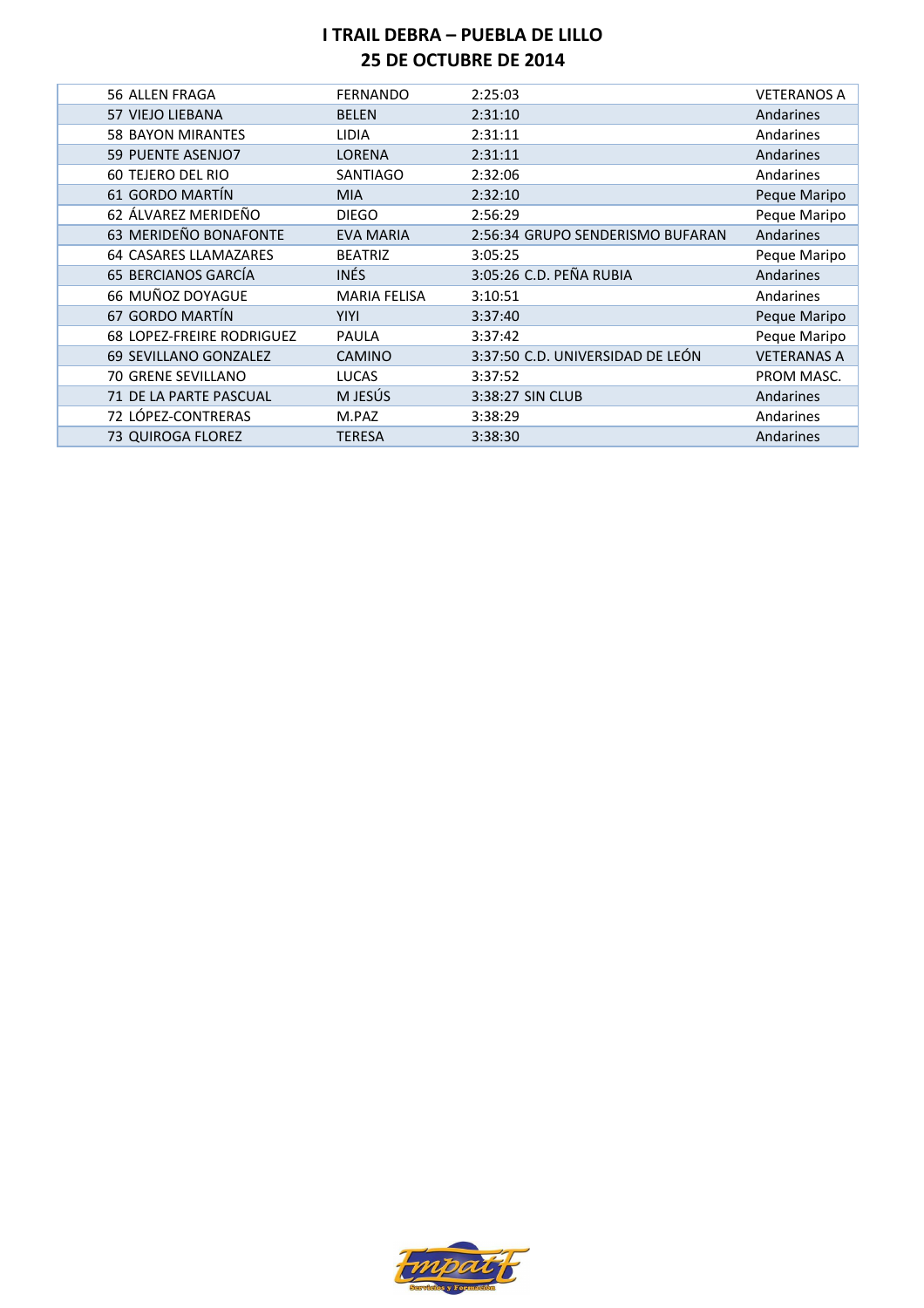# I TRAIL DEBRA – PUEBLA DE LILLO
## 25 DE OCTUBRE DE 2014

| | | | | | |
|---|---|---|---|---|---|
| 56 | ALLEN FRAGA | FERNANDO | 2:25:03 | | VETERANOS A |
| 57 | VIEJO LIEBANA | BELEN | 2:31:10 | | Andarines |
| 58 | BAYON MIRANTES | LIDIA | 2:31:11 | | Andarines |
| 59 | PUENTE ASENJO7 | LORENA | 2:31:11 | | Andarines |
| 60 | TEJERO DEL RIO | SANTIAGO | 2:32:06 | | Andarines |
| 61 | GORDO MARTÍN | MIA | 2:32:10 | | Peque Maripo |
| 62 | ÁLVAREZ MERIDEÑO | DIEGO | 2:56:29 | | Peque Maripo |
| 63 | MERIDEÑO BONAFONTE | EVA MARIA | 2:56:34 | GRUPO SENDERISMO BUFARAN | Andarines |
| 64 | CASARES LLAMAZARES | BEATRIZ | 3:05:25 | | Peque Maripo |
| 65 | BERCIANOS GARCÍA | INÉS | 3:05:26 | C.D. PEÑA RUBIA | Andarines |
| 66 | MUÑOZ DOYAGUE | MARIA FELISA | 3:10:51 | | Andarines |
| 67 | GORDO MARTÍN | YIYI | 3:37:40 | | Peque Maripo |
| 68 | LOPEZ-FREIRE RODRIGUEZ | PAULA | 3:37:42 | | Peque Maripo |
| 69 | SEVILLANO GONZALEZ | CAMINO | 3:37:50 | C.D. UNIVERSIDAD DE LEÓN | VETERANAS A |
| 70 | GRENE SEVILLANO | LUCAS | 3:37:52 | | PROM MASC. |
| 71 | DE LA PARTE PASCUAL | M JESÚS | 3:38:27 | SIN CLUB | Andarines |
| 72 | LÓPEZ-CONTRERAS | M.PAZ | 3:38:29 | | Andarines |
| 73 | QUIROGA FLOREZ | TERESA | 3:38:30 | | Andarines |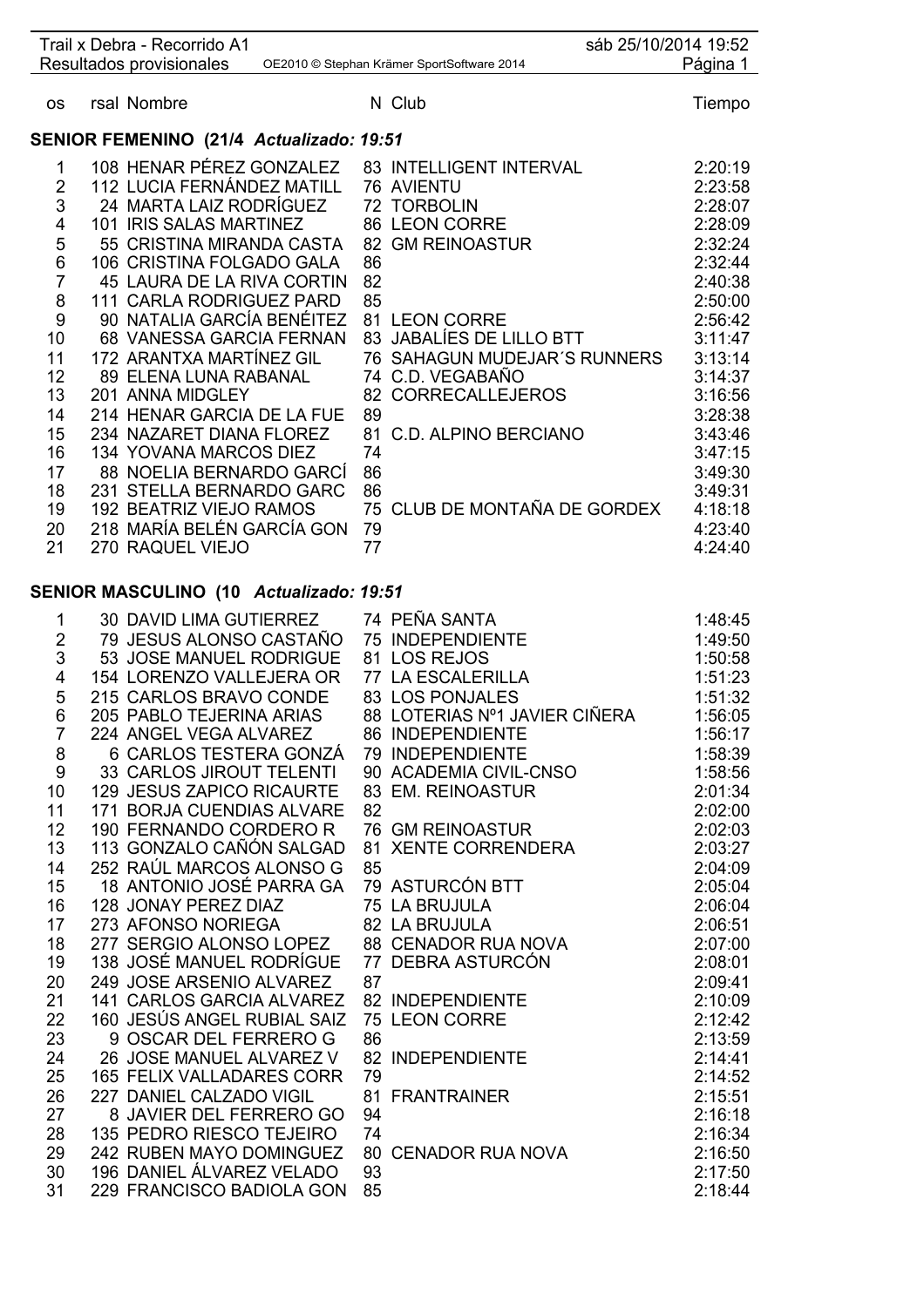Trail x Debra - Recorrido A1 — Resultados provisionales — OE2010 © Stephan Krämer SportSoftware 2014 — sáb 25/10/2014 19:52

## SENIOR FEMENINO (21/4 *Actualizado: 19:51*

| os | rsal | Nombre | N | Club | Tiempo |
|---|---|---|---|---|---|
| 1 | 108 | HENAR PÉREZ GONZALEZ | 83 | INTELLIGENT INTERVAL | 2:20:19 |
| 2 | 112 | LUCIA FERNÁNDEZ MATILL | 76 | AVIENTU | 2:23:58 |
| 3 | 24 | MARTA LAIZ RODRÍGUEZ | 72 | TORBOLIN | 2:28:07 |
| 4 | 101 | IRIS SALAS MARTINEZ | 86 | LEON CORRE | 2:28:09 |
| 5 | 55 | CRISTINA MIRANDA CASTA | 82 | GM REINOASTUR | 2:32:24 |
| 6 | 106 | CRISTINA FOLGADO GALA | 86 | | 2:32:44 |
| 7 | 45 | LAURA DE LA RIVA CORTIN | 82 | | 2:40:38 |
| 8 | 111 | CARLA RODRIGUEZ PARD | 85 | | 2:50:00 |
| 9 | 90 | NATALIA GARCÍA BENÉITEZ | 81 | LEON CORRE | 2:56:42 |
| 10 | 68 | VANESSA GARCIA FERNAN | 83 | JABALÍES DE LILLO BTT | 3:11:47 |
| 11 | 172 | ARANTXA MARTÍNEZ GIL | 76 | SAHAGUN MUDEJAR´S RUNNERS | 3:13:14 |
| 12 | 89 | ELENA LUNA RABANAL | 74 | C.D. VEGABAÑO | 3:14:37 |
| 13 | 201 | ANNA MIDGLEY | 82 | CORRECALLEJEROS | 3:16:56 |
| 14 | 214 | HENAR GARCIA DE LA FUE | 89 | | 3:28:38 |
| 15 | 234 | NAZARET DIANA FLOREZ | 81 | C.D. ALPINO BERCIANO | 3:43:46 |
| 16 | 134 | YOVANA MARCOS DIEZ | 74 | | 3:47:15 |
| 17 | 88 | NOELIA BERNARDO GARCÍ | 86 | | 3:49:30 |
| 18 | 231 | STELLA BERNARDO GARC | 86 | | 3:49:31 |
| 19 | 192 | BEATRIZ VIEJO RAMOS | 75 | CLUB DE MONTAÑA DE GORDEX | 4:18:18 |
| 20 | 218 | MARÍA BELÉN GARCÍA GON | 79 | | 4:23:40 |
| 21 | 270 | RAQUEL VIEJO | 77 | | 4:24:40 |

## SENIOR MASCULINO (10 *Actualizado: 19:51*

| os | rsal | Nombre | N | Club | Tiempo |
|---|---|---|---|---|---|
| 1 | 30 | DAVID LIMA GUTIERREZ | 74 | PEÑA SANTA | 1:48:45 |
| 2 | 79 | JESUS ALONSO CASTAÑO | 75 | INDEPENDIENTE | 1:49:50 |
| 3 | 53 | JOSE MANUEL RODRIGUE | 81 | LOS REJOS | 1:50:58 |
| 4 | 154 | LORENZO VALLEJERA OR | 77 | LA ESCALERILLA | 1:51:23 |
| 5 | 215 | CARLOS BRAVO CONDE | 83 | LOS PONJALES | 1:51:32 |
| 6 | 205 | PABLO TEJERINA ARIAS | 88 | LOTERIAS Nº1 JAVIER CIÑERA | 1:56:05 |
| 7 | 224 | ANGEL VEGA ALVAREZ | 86 | INDEPENDIENTE | 1:56:17 |
| 8 | 6 | CARLOS TESTERA GONZÁ | 79 | INDEPENDIENTE | 1:58:39 |
| 9 | 33 | CARLOS JIROUT TELENTI | 90 | ACADEMIA CIVIL-CNSO | 1:58:56 |
| 10 | 129 | JESUS ZAPICO RICAURTE | 83 | EM. REINOASTUR | 2:01:34 |
| 11 | 171 | BORJA CUENDIAS ALVARE | 82 | | 2:02:00 |
| 12 | 190 | FERNANDO CORDERO R | 76 | GM REINOASTUR | 2:02:03 |
| 13 | 113 | GONZALO CAÑÓN SALGAD | 81 | XENTE CORRENDERA | 2:03:27 |
| 14 | 252 | RAÚL MARCOS ALONSO G | 85 | | 2:04:09 |
| 15 | 18 | ANTONIO JOSÉ PARRA GA | 79 | ASTURCÓN BTT | 2:05:04 |
| 16 | 128 | JONAY PEREZ DIAZ | 75 | LA BRUJULA | 2:06:04 |
| 17 | 273 | AFONSO NORIEGA | 82 | LA BRUJULA | 2:06:51 |
| 18 | 277 | SERGIO ALONSO LOPEZ | 88 | CENADOR RUA NOVA | 2:07:00 |
| 19 | 138 | JOSÉ MANUEL RODRÍGUE | 77 | DEBRA ASTURCÓN | 2:08:01 |
| 20 | 249 | JOSE ARSENIO ALVAREZ | 87 | | 2:09:41 |
| 21 | 141 | CARLOS GARCIA ALVAREZ | 82 | INDEPENDIENTE | 2:10:09 |
| 22 | 160 | JESÚS ANGEL RUBIAL SAIZ | 75 | LEON CORRE | 2:12:42 |
| 23 | 9 | OSCAR DEL FERRERO G | 86 | | 2:13:59 |
| 24 | 26 | JOSE MANUEL ALVAREZ V | 82 | INDEPENDIENTE | 2:14:41 |
| 25 | 165 | FELIX VALLADARES CORR | 79 | | 2:14:52 |
| 26 | 227 | DANIEL CALZADO VIGIL | 81 | FRANTRAINER | 2:15:51 |
| 27 | 8 | JAVIER DEL FERRERO GO | 94 | | 2:16:18 |
| 28 | 135 | PEDRO RIESCO TEJEIRO | 74 | | 2:16:34 |
| 29 | 242 | RUBEN MAYO DOMINGUEZ | 80 | CENADOR RUA NOVA | 2:16:50 |
| 30 | 196 | DANIEL ÁLVAREZ VELADO | 93 | | 2:17:50 |
| 31 | 229 | FRANCISCO BADIOLA GON | 85 | | 2:18:44 |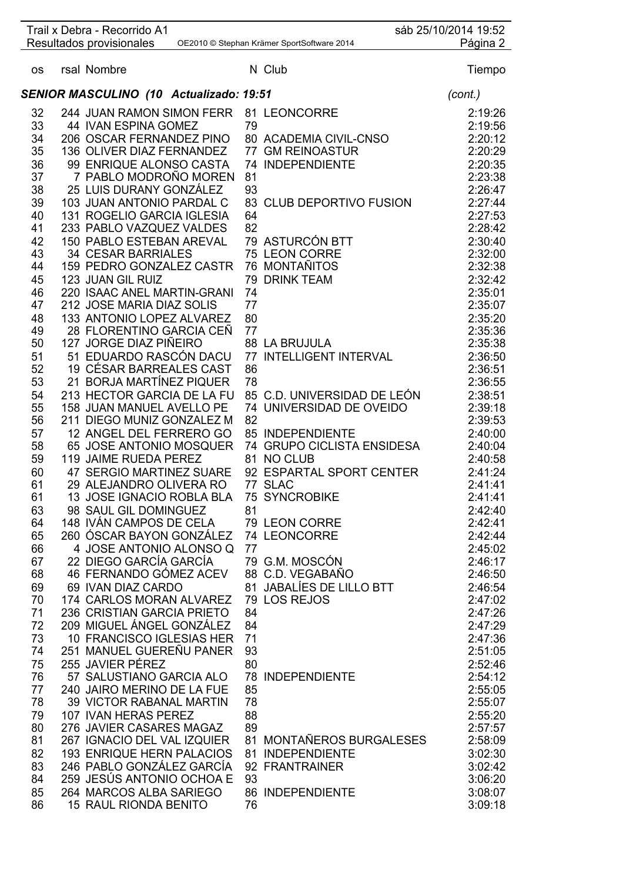## SENIOR MASCULINO (10 Actualizado: 19:51 *(cont.)*

| os | rsal | Nombre | N | Club | Tiempo |
|---|---|---|---|---|---|
| 32 | 244 | JUAN RAMON SIMON FERR | 81 | LEONCORRE | 2:19:26 |
| 33 | 44 | IVAN ESPINA GOMEZ | 79 | | 2:19:56 |
| 34 | 206 | OSCAR FERNANDEZ PINO | 80 | ACADEMIA CIVIL-CNSO | 2:20:12 |
| 35 | 136 | OLIVER DIAZ FERNANDEZ | 77 | GM REINOASTUR | 2:20:29 |
| 36 | 99 | ENRIQUE ALONSO CASTA | 74 | INDEPENDIENTE | 2:20:35 |
| 37 | 7 | PABLO MODROÑO MOREN | 81 | | 2:23:38 |
| 38 | 25 | LUIS DURANY GONZÁLEZ | 93 | | 2:26:47 |
| 39 | 103 | JUAN ANTONIO PARDAL C | 83 | CLUB DEPORTIVO FUSION | 2:27:44 |
| 40 | 131 | ROGELIO GARCIA IGLESIA | 64 | | 2:27:53 |
| 41 | 233 | PABLO VAZQUEZ VALDES | 82 | | 2:28:42 |
| 42 | 150 | PABLO ESTEBAN AREVAL | 79 | ASTURCÓN BTT | 2:30:40 |
| 43 | 34 | CESAR BARRIALES | 75 | LEON CORRE | 2:32:00 |
| 44 | 159 | PEDRO GONZALEZ CASTR | 76 | MONTAÑITOS | 2:32:38 |
| 45 | 123 | JUAN GIL RUIZ | 79 | DRINK TEAM | 2:32:42 |
| 46 | 220 | ISAAC ANEL MARTIN-GRANI | 74 | | 2:35:01 |
| 47 | 212 | JOSE MARIA DIAZ SOLIS | 77 | | 2:35:07 |
| 48 | 133 | ANTONIO LOPEZ ALVAREZ | 80 | | 2:35:20 |
| 49 | 28 | FLORENTINO GARCIA CEÑ | 77 | | 2:35:36 |
| 50 | 127 | JORGE DIAZ PIÑEIRO | 88 | LA BRUJULA | 2:35:38 |
| 51 | 51 | EDUARDO RASCÓN DACU | 77 | INTELLIGENT INTERVAL | 2:36:50 |
| 52 | 19 | CÉSAR BARREALES CAST | 86 | | 2:36:51 |
| 53 | 21 | BORJA MARTÍNEZ PIQUER | 78 | | 2:36:55 |
| 54 | 213 | HECTOR GARCIA DE LA FU | 85 | C.D. UNIVERSIDAD DE LEÓN | 2:38:51 |
| 55 | 158 | JUAN MANUEL AVELLO PE | 74 | UNIVERSIDAD DE OVEIDO | 2:39:18 |
| 56 | 211 | DIEGO MUNIZ GONZALEZ M | 82 | | 2:39:53 |
| 57 | 12 | ANGEL DEL FERRERO GO | 85 | INDEPENDIENTE | 2:40:00 |
| 58 | 65 | JOSE ANTONIO MOSQUER | 74 | GRUPO CICLISTA ENSIDESA | 2:40:04 |
| 59 | 119 | JAIME RUEDA PEREZ | 81 | NO CLUB | 2:40:58 |
| 60 | 47 | SERGIO MARTINEZ SUARE | 92 | ESPARTAL SPORT CENTER | 2:41:24 |
| 61 | 29 | ALEJANDRO OLIVERA RO | 77 | SLAC | 2:41:41 |
| 61 | 13 | JOSE IGNACIO ROBLA BLA | 75 | SYNCROBIKE | 2:41:41 |
| 63 | 98 | SAUL GIL DOMINGUEZ | 81 | | 2:42:40 |
| 64 | 148 | IVÁN CAMPOS DE CELA | 79 | LEON CORRE | 2:42:41 |
| 65 | 260 | ÓSCAR BAYON GONZÁLEZ | 74 | LEONCORRE | 2:42:44 |
| 66 | 4 | JOSE ANTONIO ALONSO Q | 77 | | 2:45:02 |
| 67 | 22 | DIEGO GARCÍA GARCÍA | 79 | G.M. MOSCÓN | 2:46:17 |
| 68 | 46 | FERNANDO GÓMEZ ACEV | 88 | C.D. VEGABAÑO | 2:46:50 |
| 69 | 69 | IVAN DIAZ CARDO | 81 | JABALÍES DE LILLO BTT | 2:46:54 |
| 70 | 174 | CARLOS MORAN ALVAREZ | 79 | LOS REJOS | 2:47:02 |
| 71 | 236 | CRISTIAN GARCIA PRIETO | 84 | | 2:47:26 |
| 72 | 209 | MIGUEL ÁNGEL GONZÁLEZ | 84 | | 2:47:29 |
| 73 | 10 | FRANCISCO IGLESIAS HER | 71 | | 2:47:36 |
| 74 | 251 | MANUEL GUEREÑU PANER | 93 | | 2:51:05 |
| 75 | 255 | JAVIER PÉREZ | 80 | | 2:52:46 |
| 76 | 57 | SALUSTIANO GARCIA ALO | 78 | INDEPENDIENTE | 2:54:12 |
| 77 | 240 | JAIRO MERINO DE LA FUE | 85 | | 2:55:05 |
| 78 | 39 | VICTOR RABANAL MARTIN | 78 | | 2:55:07 |
| 79 | 107 | IVAN HERAS PEREZ | 88 | | 2:55:20 |
| 80 | 276 | JAVIER CASARES MAGAZ | 89 | | 2:57:57 |
| 81 | 267 | IGNACIO DEL VAL IZQUIER | 81 | MONTAÑEROS BURGALESES | 2:58:09 |
| 82 | 193 | ENRIQUE HERN PALACIOS | 81 | INDEPENDIENTE | 3:02:30 |
| 83 | 246 | PABLO GONZÁLEZ GARCÍA | 92 | FRANTRAINER | 3:02:42 |
| 84 | 259 | JESÚS ANTONIO OCHOA E | 93 | | 3:06:20 |
| 85 | 264 | MARCOS ALBA SARIEGO | 86 | INDEPENDIENTE | 3:08:07 |
| 86 | 15 | RAUL RIONDA BENITO | 76 | | 3:09:18 |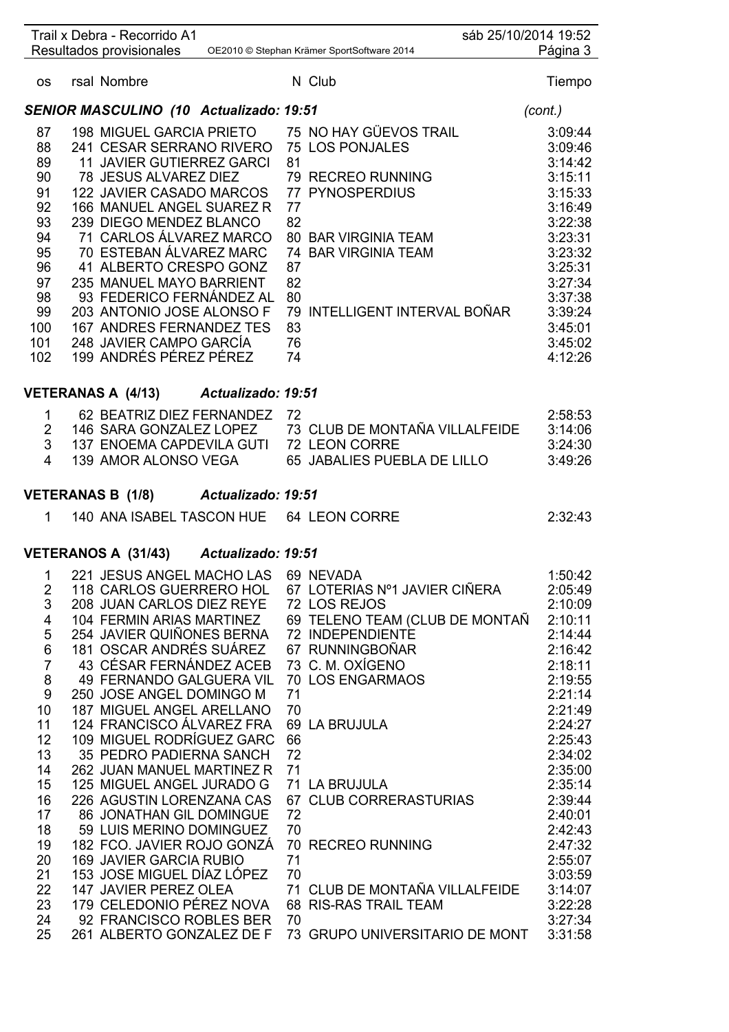| os | rsal | Nombre | N | Club | Tiempo |
|---|---|---|---|---|---|

### SENIOR MASCULINO (10 Actualizado: 19:51 (cont.)

| os | rsal | Nombre | N | Club | Tiempo |
|---|---|---|---|---|---|
| 87 | 198 | MIGUEL GARCIA PRIETO | 75 | NO HAY GÜEVOS TRAIL | 3:09:44 |
| 88 | 241 | CESAR SERRANO RIVERO | 75 | LOS PONJALES | 3:09:46 |
| 89 | 11 | JAVIER GUTIERREZ GARCI | 81 | | 3:14:42 |
| 90 | 78 | JESUS ALVAREZ DIEZ | 79 | RECREO RUNNING | 3:15:11 |
| 91 | 122 | JAVIER CASADO MARCOS | 77 | PYNOSPERDIUS | 3:15:33 |
| 92 | 166 | MANUEL ANGEL SUAREZ R | 77 | | 3:16:49 |
| 93 | 239 | DIEGO MENDEZ BLANCO | 82 | | 3:22:38 |
| 94 | 71 | CARLOS ÁLVAREZ MARCO | 80 | BAR VIRGINIA TEAM | 3:23:31 |
| 95 | 70 | ESTEBAN ÁLVAREZ MARC | 74 | BAR VIRGINIA TEAM | 3:23:32 |
| 96 | 41 | ALBERTO CRESPO GONZ | 87 | | 3:25:31 |
| 97 | 235 | MANUEL MAYO BARRIENT | 82 | | 3:27:34 |
| 98 | 93 | FEDERICO FERNÁNDEZ AL | 80 | | 3:37:38 |
| 99 | 203 | ANTONIO JOSE ALONSO F | 79 | INTELLIGENT INTERVAL BOÑAR | 3:39:24 |
| 100 | 167 | ANDRES FERNANDEZ TES | 83 | | 3:45:01 |
| 101 | 248 | JAVIER CAMPO GARCÍA | 76 | | 3:45:02 |
| 102 | 199 | ANDRÉS PÉREZ PÉREZ | 74 | | 4:12:26 |

### VETERANAS A (4/13) Actualizado: 19:51

| os | rsal | Nombre | N | Club | Tiempo |
|---|---|---|---|---|---|
| 1 | 62 | BEATRIZ DIEZ FERNANDEZ | 72 | | 2:58:53 |
| 2 | 146 | SARA GONZALEZ LOPEZ | 73 | CLUB DE MONTAÑA VILLALFEIDE | 3:14:06 |
| 3 | 137 | ENOEMA CAPDEVILA GUTI | 72 | LEON CORRE | 3:24:30 |
| 4 | 139 | AMOR ALONSO VEGA | 65 | JABALIES PUEBLA DE LILLO | 3:49:26 |

### VETERANAS B (1/8) Actualizado: 19:51

| os | rsal | Nombre | N | Club | Tiempo |
|---|---|---|---|---|---|
| 1 | 140 | ANA ISABEL TASCON HUE | 64 | LEON CORRE | 2:32:43 |

### VETERANOS A (31/43) Actualizado: 19:51

| os | rsal | Nombre | N | Club | Tiempo |
|---|---|---|---|---|---|
| 1 | 221 | JESUS ANGEL MACHO LAS | 69 | NEVADA | 1:50:42 |
| 2 | 118 | CARLOS GUERRERO HOL | 67 | LOTERIAS Nº1 JAVIER CIÑERA | 2:05:49 |
| 3 | 208 | JUAN CARLOS DIEZ REYE | 72 | LOS REJOS | 2:10:09 |
| 4 | 104 | FERMIN ARIAS MARTINEZ | 69 | TELENO TEAM (CLUB DE MONTAÑ | 2:10:11 |
| 5 | 254 | JAVIER QUIÑONES BERNA | 72 | INDEPENDIENTE | 2:14:44 |
| 6 | 181 | OSCAR ANDRÉS SUÁREZ | 67 | RUNNINGBOÑAR | 2:16:42 |
| 7 | 43 | CÉSAR FERNÁNDEZ ACEB | 73 | C. M. OXÍGENO | 2:18:11 |
| 8 | 49 | FERNANDO GALGUERA VIL | 70 | LOS ENGARMAOS | 2:19:55 |
| 9 | 250 | JOSE ANGEL DOMINGO M | 71 | | 2:21:14 |
| 10 | 187 | MIGUEL ANGEL ARELLANO | 70 | | 2:21:49 |
| 11 | 124 | FRANCISCO ÁLVAREZ FRA | 69 | LA BRUJULA | 2:24:27 |
| 12 | 109 | MIGUEL RODRÍGUEZ GARC | 66 | | 2:25:43 |
| 13 | 35 | PEDRO PADIERNA SANCH | 72 | | 2:34:02 |
| 14 | 262 | JUAN MANUEL MARTINEZ R | 71 | | 2:35:00 |
| 15 | 125 | MIGUEL ANGEL JURADO G | 71 | LA BRUJULA | 2:35:14 |
| 16 | 226 | AGUSTIN LORENZANA CAS | 67 | CLUB CORRERASTURIAS | 2:39:44 |
| 17 | 86 | JONATHAN GIL DOMINGUE | 72 | | 2:40:01 |
| 18 | 59 | LUIS MERINO DOMINGUEZ | 70 | | 2:42:43 |
| 19 | 182 | FCO. JAVIER ROJO GONZÁ | 70 | RECREO RUNNING | 2:47:32 |
| 20 | 169 | JAVIER GARCIA RUBIO | 71 | | 2:55:07 |
| 21 | 153 | JOSE MIGUEL DÍAZ LÓPEZ | 70 | | 3:03:59 |
| 22 | 147 | JAVIER PEREZ OLEA | 71 | CLUB DE MONTAÑA VILLALFEIDE | 3:14:07 |
| 23 | 179 | CELEDONIO PÉREZ NOVA | 68 | RIS-RAS TRAIL TEAM | 3:22:28 |
| 24 | 92 | FRANCISCO ROBLES BER | 70 | | 3:27:34 |
| 25 | 261 | ALBERTO GONZALEZ DE F | 73 | GRUPO UNIVERSITARIO DE MONT | 3:31:58 |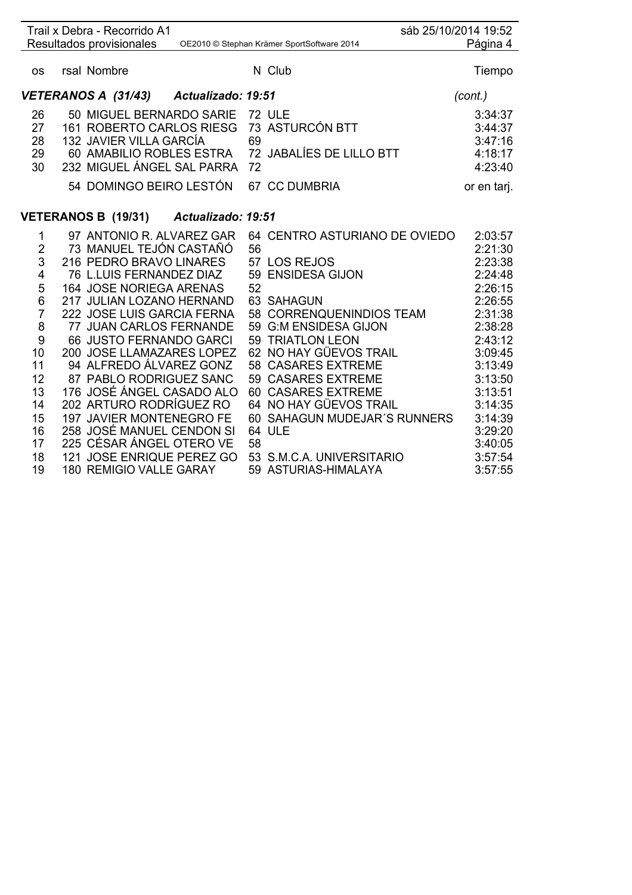| os | rsal | Nombre | N | Club | Tiempo |
|---|---|---|---|---|---|

### *VETERANOS A (31/43)* *Actualizado: 19:51* *(cont.)*

| os | rsal | Nombre | N | Club | Tiempo |
|---|---|---|---|---|---|
| 26 | 50 | MIGUEL BERNARDO SARIE | 72 | ULE | 3:34:37 |
| 27 | 161 | ROBERTO CARLOS RIESG | 73 | ASTURCÓN BTT | 3:44:37 |
| 28 | 132 | JAVIER VILLA GARCÍA | 69 | | 3:47:16 |
| 29 | 60 | AMABILIO ROBLES ESTRA | 72 | JABALÍES DE LILLO BTT | 4:18:17 |
| 30 | 232 | MIGUEL ÁNGEL SAL PARRA | 72 | | 4:23:40 |
| | 54 | DOMINGO BEIRO LESTÓN | 67 | CC DUMBRIA | or en tarj. |

### VETERANOS B (19/31) *Actualizado: 19:51*

| os | rsal | Nombre | N | Club | Tiempo |
|---|---|---|---|---|---|
| 1 | 97 | ANTONIO R. ALVAREZ GAR | 64 | CENTRO ASTURIANO DE OVIEDO | 2:03:57 |
| 2 | 73 | MANUEL TEJÓN CASTAÑÓ | 56 | | 2:21:30 |
| 3 | 216 | PEDRO BRAVO LINARES | 57 | LOS REJOS | 2:23:38 |
| 4 | 76 | L.LUIS FERNANDEZ DIAZ | 59 | ENSIDESA GIJON | 2:24:48 |
| 5 | 164 | JOSE NORIEGA ARENAS | 52 | | 2:26:15 |
| 6 | 217 | JULIAN LOZANO HERNAND | 63 | SAHAGUN | 2:26:55 |
| 7 | 222 | JOSE LUIS GARCIA FERNA | 58 | CORRENQUENINDIOS TEAM | 2:31:38 |
| 8 | 77 | JUAN CARLOS FERNANDE | 59 | G:M ENSIDESA GIJON | 2:38:28 |
| 9 | 66 | JUSTO FERNANDO GARCI | 59 | TRIATLON LEON | 2:43:12 |
| 10 | 200 | JOSE LLAMAZARES LOPEZ | 62 | NO HAY GÜEVOS TRAIL | 3:09:45 |
| 11 | 94 | ALFREDO ÁLVAREZ GONZ | 58 | CASARES EXTREME | 3:13:49 |
| 12 | 87 | PABLO RODRIGUEZ SANC | 59 | CASARES EXTREME | 3:13:50 |
| 13 | 176 | JOSÉ ÁNGEL CASADO ALO | 60 | CASARES EXTREME | 3:13:51 |
| 14 | 202 | ARTURO RODRÍGUEZ RO | 64 | NO HAY GÜEVOS TRAIL | 3:14:35 |
| 15 | 197 | JAVIER MONTENEGRO FE | 60 | SAHAGUN MUDEJAR´S RUNNERS | 3:14:39 |
| 16 | 258 | JOSÉ MANUEL CENDON SI | 64 | ULE | 3:29:20 |
| 17 | 225 | CÉSAR ÁNGEL OTERO VE | 58 | | 3:40:05 |
| 18 | 121 | JOSE ENRIQUE PEREZ GO | 53 | S.M.C.A. UNIVERSITARIO | 3:57:54 |
| 19 | 180 | REMIGIO VALLE GARAY | 59 | ASTURIAS-HIMALAYA | 3:57:55 |